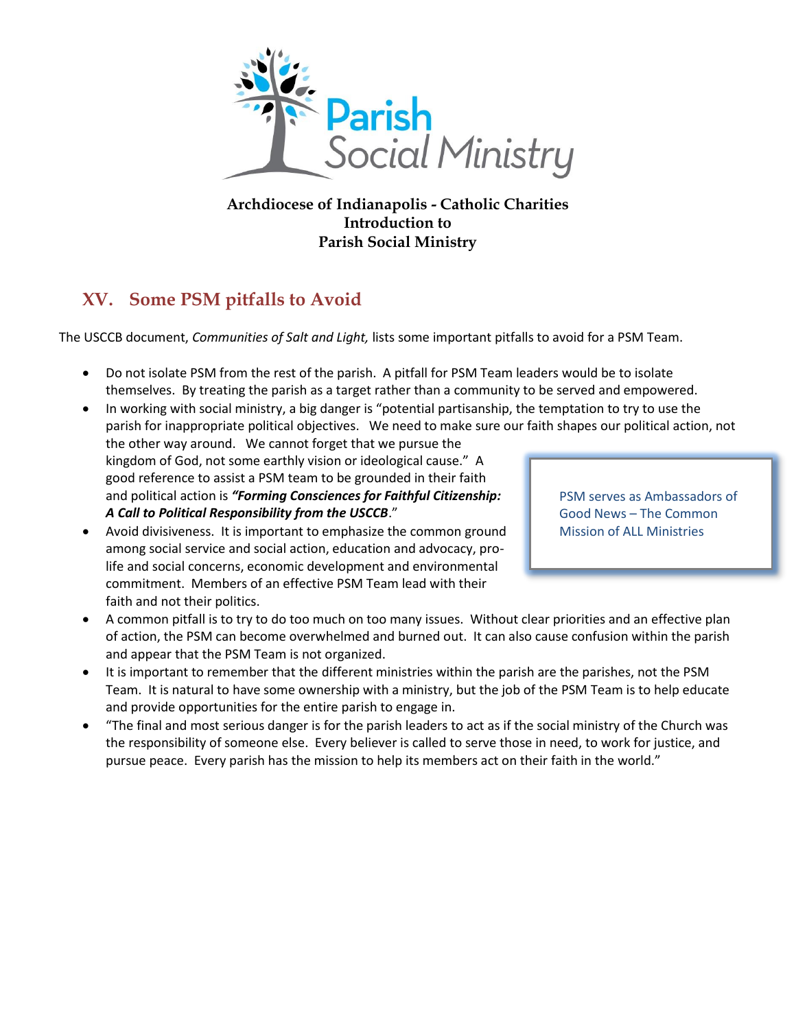Parish Social Ministry

**Archdiocese of Indianapolis - Catholic Charities**
**Introduction to**
**Parish Social Ministry**

## XV. Some PSM pitfalls to Avoid

The USCCB document, *Communities of Salt and Light,* lists some important pitfalls to avoid for a PSM Team.

- Do not isolate PSM from the rest of the parish. A pitfall for PSM Team leaders would be to isolate themselves. By treating the parish as a target rather than a community to be served and empowered.
- In working with social ministry, a big danger is "potential partisanship, the temptation to try to use the parish for inappropriate political objectives. We need to make sure our faith shapes our political action, not the other way around. We cannot forget that we pursue the kingdom of God, not some earthly vision or ideological cause." A good reference to assist a PSM team to be grounded in their faith and political action is ***"Forming Consciences for Faithful Citizenship: A Call to Political Responsibility from the USCCB*."**
- Avoid divisiveness. It is important to emphasize the common ground among social service and social action, education and advocacy, pro-life and social concerns, economic development and environmental commitment. Members of an effective PSM Team lead with their faith and not their politics.
- A common pitfall is to try to do too much on too many issues. Without clear priorities and an effective plan of action, the PSM can become overwhelmed and burned out. It can also cause confusion within the parish and appear that the PSM Team is not organized.
- It is important to remember that the different ministries within the parish are the parishes, not the PSM Team. It is natural to have some ownership with a ministry, but the job of the PSM Team is to help educate and provide opportunities for the entire parish to engage in.
- "The final and most serious danger is for the parish leaders to act as if the social ministry of the Church was the responsibility of someone else. Every believer is called to serve those in need, to work for justice, and pursue peace. Every parish has the mission to help its members act on their faith in the world."

PSM serves as Ambassadors of Good News – The Common Mission of ALL Ministries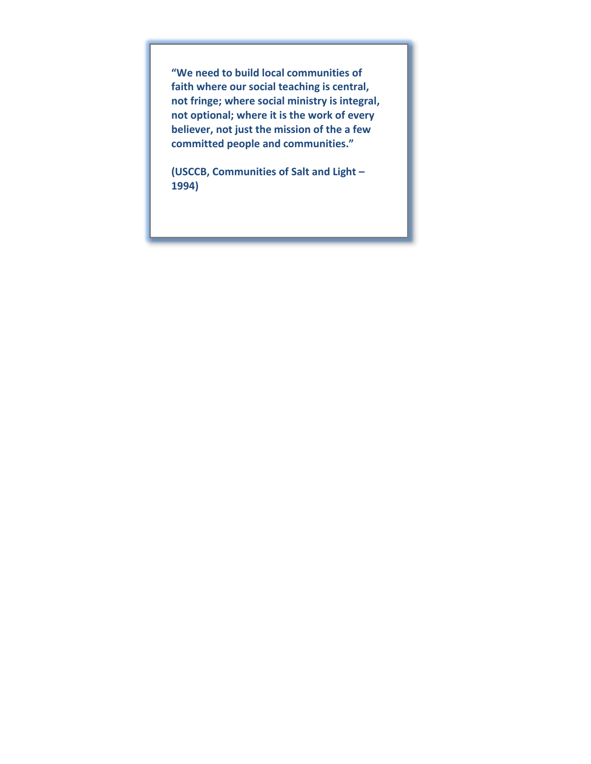**"We need to build local communities of faith where our social teaching is central, not fringe; where social ministry is integral, not optional; where it is the work of every believer, not just the mission of the a few committed people and communities."**

**(USCCB, Communities of Salt and Light – 1994)**